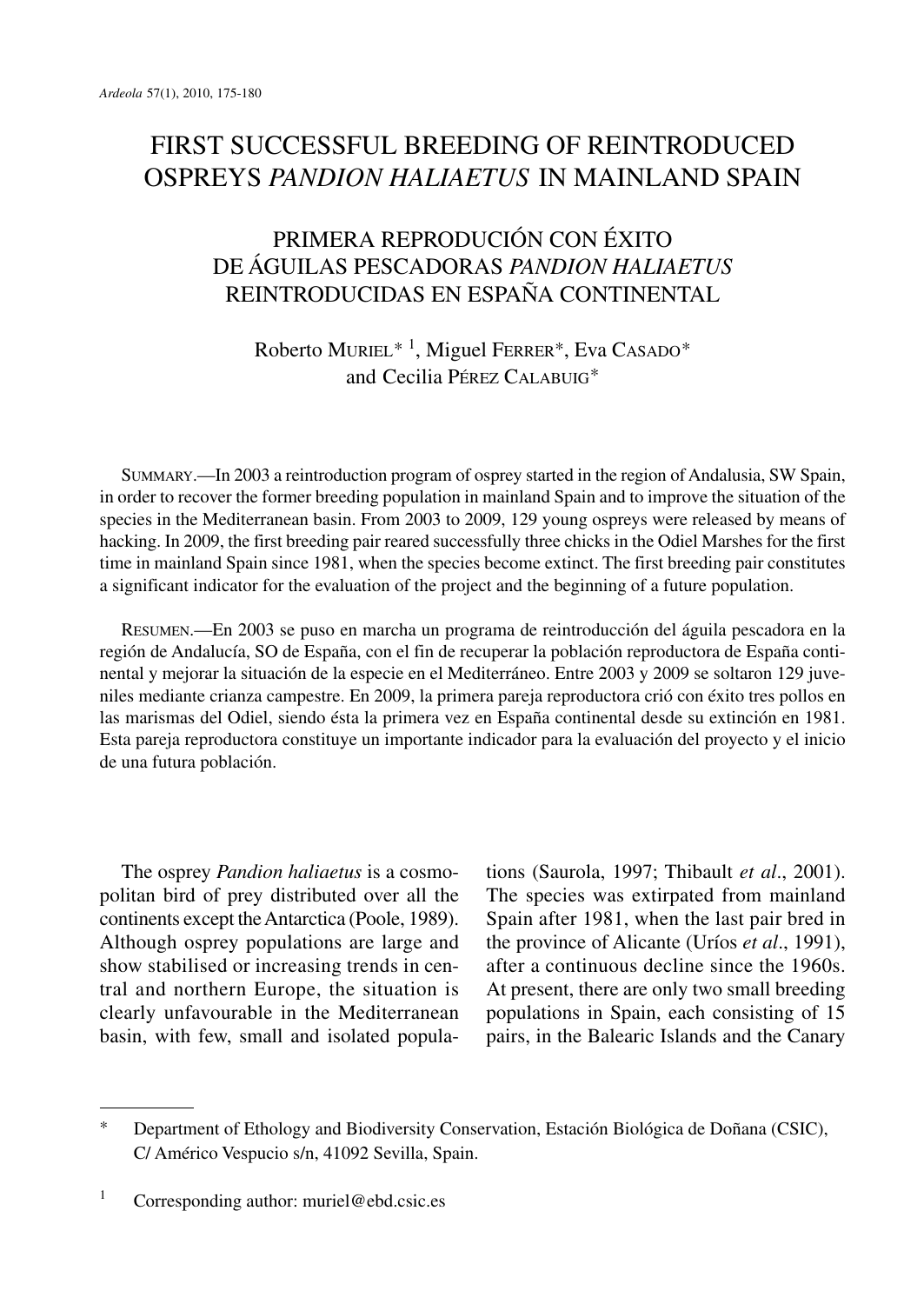# FIRST SUCCESSFUL BREEDING OF REINTRODUCED OSPREYS *PANDION HALIAETUS* IN MAINLAND SPAIN

## PRIMERA REPRODUCIÓN CON ÉXITO DE ÁGUILAS PESCADORAS *PANDION HALIAETUS* REINTRODUCIDAS EN ESPAÑA CONTINENTAL

Roberto MURIEL* [1], Miguel FERRER*, Eva CASADO* and Cecilia PÉREZ CALABUIG*

SUMMARY.—In 2003 a reintroduction program of osprey started in the region of Andalusia, SW Spain, in order to recover the former breeding population in mainland Spain and to improve the situation of the species in the Mediterranean basin. From 2003 to 2009, 129 young ospreys were released by means of hacking. In 2009, the first breeding pair reared successfully three chicks in the Odiel Marshes for the first time in mainland Spain since 1981, when the species become extinct. The first breeding pair constitutes a significant indicator for the evaluation of the project and the beginning of a future population.

RESUMEN.—En 2003 se puso en marcha un programa de reintroducción del águila pescadora en la región de Andalucía, SO de España, con el fin de recuperar la población reproductora de España continental y mejorar la situación de la especie en el Mediterráneo. Entre 2003 y 2009 se soltaron 129 juveniles mediante crianza campestre. En 2009, la primera pareja reproductora crió con éxito tres pollos en las marismas del Odiel, siendo ésta la primera vez en España continental desde su extinción en 1981. Esta pareja reproductora constituye un importante indicador para la evaluación del proyecto y el inicio de una futura población.

The osprey *Pandion haliaetus* is a cosmopolitan bird of prey distributed over all the continents except the Antarctica (Poole, 1989). Although osprey populations are large and show stabilised or increasing trends in central and northern Europe, the situation is clearly unfavourable in the Mediterranean basin, with few, small and isolated populations (Saurola, 1997; Thibault *et al*., 2001). The species was extirpated from mainland Spain after 1981, when the last pair bred in the province of Alicante (Uríos *et al*., 1991), after a continuous decline since the 1960s. At present, there are only two small breeding populations in Spain, each consisting of 15 pairs, in the Balearic Islands and the Canary

---

\* Department of Ethology and Biodiversity Conservation, Estación Biológica de Doñana (CSIC), C/ Américo Vespucio s/n, 41092 Sevilla, Spain.

[1] Corresponding author: muriel@ebd.csic.es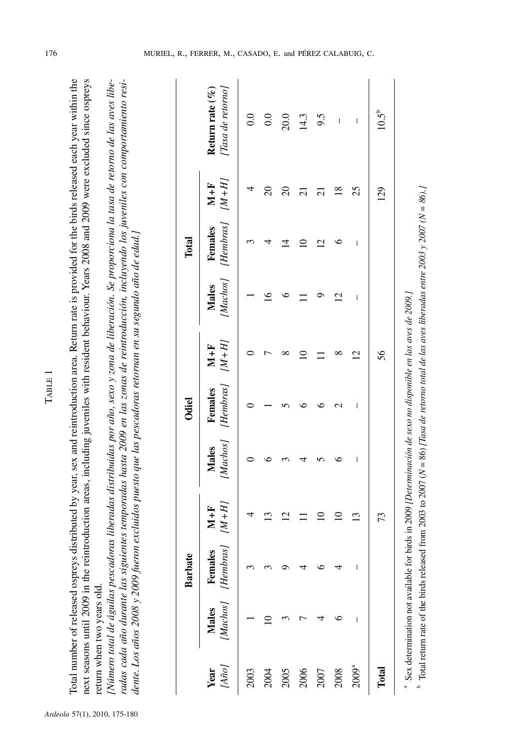TABLE 1

Total number of released ospreys distributed by year, sex and reintroduction area. Return rate is provided for the birds released each year within the next seasons until 2009 in the reintroduction areas, including juveniles with resident behaviour. Years 2008 and 2009 were excluded since ospreys return when two years old.

*[Número total de águilas pescadoras liberadas distribuidas por año, sexo y zona de liberación. Se proporciona la tasa de retorno de las aves liberadas cada año durante las siguientes temporadas hasta 2009 en las zonas de reintroducción, incluyendo los juveniles con comportamiento residente. Los años 2008 y 2009 fueron excluidos puesto que las pescadoras retornan en su segundo año de edad.]*

| Year *[Año]* | Barbate | | | Odiel | | | Total | | | Return rate (%) *[Tasa de retorno]* |
|---|---|---|---|---|---|---|---|---|---|---|
| | Males *[Machos]* | Females *[Hembras]* | M+F *[M+H]* | Males *[Machos]* | Females *[Hembras]* | M+F *[M+H]* | Males *[Machos]* | Females *[Hembras]* | M+F *[M+H]* | |
| 2003 | 1 | 3 | 4 | 0 | 0 | 0 | 1 | 3 | 4 | 0.0 |
| 2004 | 10 | 3 | 13 | 6 | 1 | 7 | 16 | 4 | 20 | 0.0 |
| 2005 | 3 | 9 | 12 | 3 | 5 | 8 | 6 | 14 | 20 | 20.0 |
| 2006 | 7 | 4 | 11 | 4 | 6 | 10 | 11 | 10 | 21 | 14.3 |
| 2007 | 4 | 6 | 10 | 5 | 6 | 11 | 9 | 12 | 21 | 9.5 |
| 2008 | 6 | 4 | 10 | 6 | 2 | 8 | 12 | 6 | 18 | – |
| 2009[a] | – | – | 13 | – | – | 12 | – | – | 25 | – |
| **Total** | | | 73 | | | 56 | | | 129 | 10.5[b] |

[a] Sex determination not available for birds in 2009 *[Determinación de sexo no disponible en las aves de 2009.]*

[b] Total return rate of the birds released from 2003 to 2007 ($N$ = 86) *[Tasa de retorno total de las aves liberadas entre 2003 y 2007 ($N$ = 86).]*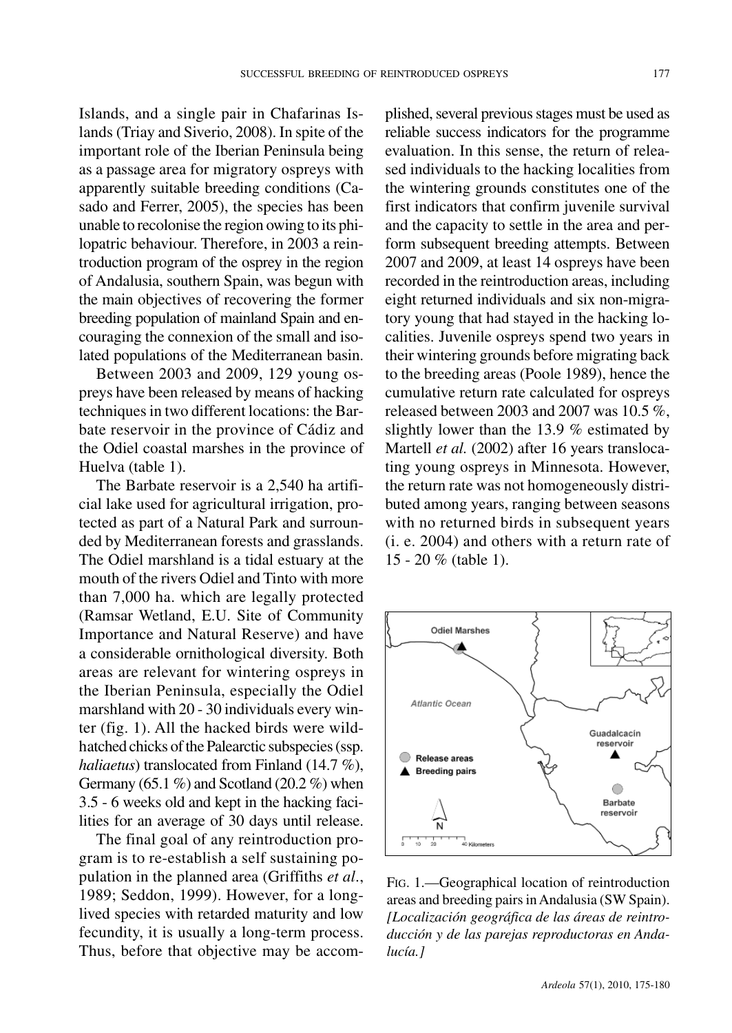Islands, and a single pair in Chafarinas Islands (Triay and Siverio, 2008). In spite of the important role of the Iberian Peninsula being as a passage area for migratory ospreys with apparently suitable breeding conditions (Casado and Ferrer, 2005), the species has been unable to recolonise the region owing to its philopatric behaviour. Therefore, in 2003 a reintroduction program of the osprey in the region of Andalusia, southern Spain, was begun with the main objectives of recovering the former breeding population of mainland Spain and encouraging the connexion of the small and isolated populations of the Mediterranean basin.

Between 2003 and 2009, 129 young ospreys have been released by means of hacking techniques in two different locations: the Barbate reservoir in the province of Cádiz and the Odiel coastal marshes in the province of Huelva (table 1).

The Barbate reservoir is a 2,540 ha artificial lake used for agricultural irrigation, protected as part of a Natural Park and surrounded by Mediterranean forests and grasslands. The Odiel marshland is a tidal estuary at the mouth of the rivers Odiel and Tinto with more than 7,000 ha. which are legally protected (Ramsar Wetland, E.U. Site of Community Importance and Natural Reserve) and have a considerable ornithological diversity. Both areas are relevant for wintering ospreys in the Iberian Peninsula, especially the Odiel marshland with 20 - 30 individuals every winter (fig. 1). All the hacked birds were wild-hatched chicks of the Palearctic subspecies (ssp. *haliaetus*) translocated from Finland (14.7 %), Germany (65.1 %) and Scotland (20.2 %) when 3.5 - 6 weeks old and kept in the hacking facilities for an average of 30 days until release.

The final goal of any reintroduction program is to re-establish a self sustaining population in the planned area (Griffiths *et al*., 1989; Seddon, 1999). However, for a long-lived species with retarded maturity and low fecundity, it is usually a long-term process. Thus, before that objective may be accomplished, several previous stages must be used as reliable success indicators for the programme evaluation. In this sense, the return of released individuals to the hacking localities from the wintering grounds constitutes one of the first indicators that confirm juvenile survival and the capacity to settle in the area and perform subsequent breeding attempts. Between 2007 and 2009, at least 14 ospreys have been recorded in the reintroduction areas, including eight returned individuals and six non-migratory young that had stayed in the hacking localities. Juvenile ospreys spend two years in their wintering grounds before migrating back to the breeding areas (Poole 1989), hence the cumulative return rate calculated for ospreys released between 2003 and 2007 was 10.5 %, slightly lower than the 13.9 % estimated by Martell *et al.* (2002) after 16 years translocating young ospreys in Minnesota. However, the return rate was not homogeneously distributed among years, ranging between seasons with no returned birds in subsequent years (i. e. 2004) and others with a return rate of 15 - 20 % (table 1).

FIG. 1.—Geographical location of reintroduction areas and breeding pairs in Andalusia (SW Spain). *[Localización geográfica de las áreas de reintroducción y de las parejas reproductoras en Andalucía.]*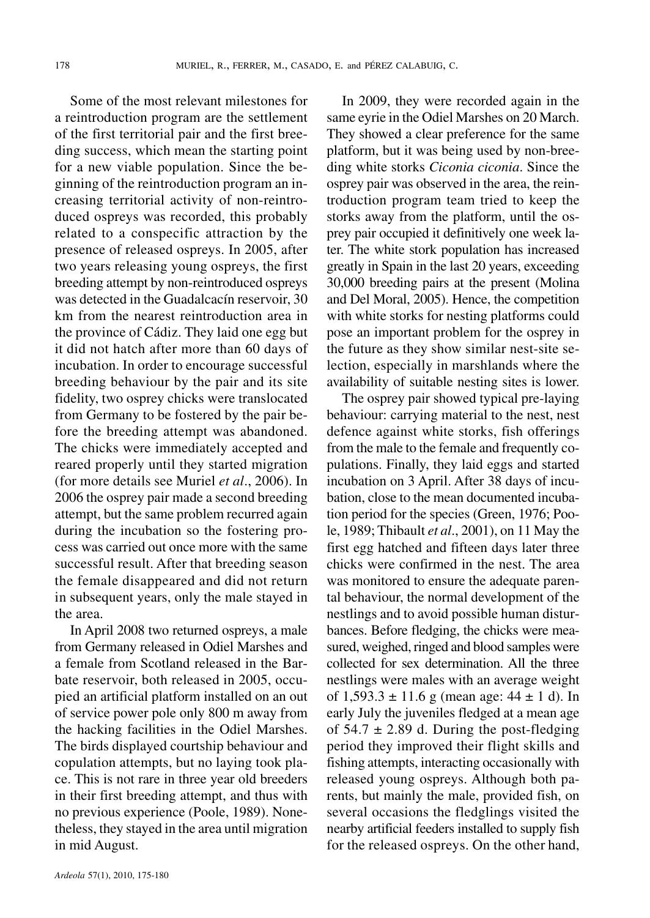Some of the most relevant milestones for a reintroduction program are the settlement of the first territorial pair and the first breeding success, which mean the starting point for a new viable population. Since the beginning of the reintroduction program an increasing territorial activity of non-reintroduced ospreys was recorded, this probably related to a conspecific attraction by the presence of released ospreys. In 2005, after two years releasing young ospreys, the first breeding attempt by non-reintroduced ospreys was detected in the Guadalcacín reservoir, 30 km from the nearest reintroduction area in the province of Cádiz. They laid one egg but it did not hatch after more than 60 days of incubation. In order to encourage successful breeding behaviour by the pair and its site fidelity, two osprey chicks were translocated from Germany to be fostered by the pair before the breeding attempt was abandoned. The chicks were immediately accepted and reared properly until they started migration (for more details see Muriel *et al*., 2006). In 2006 the osprey pair made a second breeding attempt, but the same problem recurred again during the incubation so the fostering process was carried out once more with the same successful result. After that breeding season the female disappeared and did not return in subsequent years, only the male stayed in the area.

In April 2008 two returned ospreys, a male from Germany released in Odiel Marshes and a female from Scotland released in the Barbate reservoir, both released in 2005, occupied an artificial platform installed on an out of service power pole only 800 m away from the hacking facilities in the Odiel Marshes. The birds displayed courtship behaviour and copulation attempts, but no laying took place. This is not rare in three year old breeders in their first breeding attempt, and thus with no previous experience (Poole, 1989). Nonetheless, they stayed in the area until migration in mid August.

In 2009, they were recorded again in the same eyrie in the Odiel Marshes on 20 March. They showed a clear preference for the same platform, but it was being used by non-breeding white storks *Ciconia ciconia*. Since the osprey pair was observed in the area, the reintroduction program team tried to keep the storks away from the platform, until the osprey pair occupied it definitively one week later. The white stork population has increased greatly in Spain in the last 20 years, exceeding 30,000 breeding pairs at the present (Molina and Del Moral, 2005). Hence, the competition with white storks for nesting platforms could pose an important problem for the osprey in the future as they show similar nest-site selection, especially in marshlands where the availability of suitable nesting sites is lower.

The osprey pair showed typical pre-laying behaviour: carrying material to the nest, nest defence against white storks, fish offerings from the male to the female and frequently copulations. Finally, they laid eggs and started incubation on 3 April. After 38 days of incubation, close to the mean documented incubation period for the species (Green, 1976; Poole, 1989; Thibault *et al*., 2001), on 11 May the first egg hatched and fifteen days later three chicks were confirmed in the nest. The area was monitored to ensure the adequate parental behaviour, the normal development of the nestlings and to avoid possible human disturbances. Before fledging, the chicks were measured, weighed, ringed and blood samples were collected for sex determination. All the three nestlings were males with an average weight of 1,593.3 ± 11.6 g (mean age: 44 ± 1 d). In early July the juveniles fledged at a mean age of 54.7 ± 2.89 d. During the post-fledging period they improved their flight skills and fishing attempts, interacting occasionally with released young ospreys. Although both parents, but mainly the male, provided fish, on several occasions the fledglings visited the nearby artificial feeders installed to supply fish for the released ospreys. On the other hand,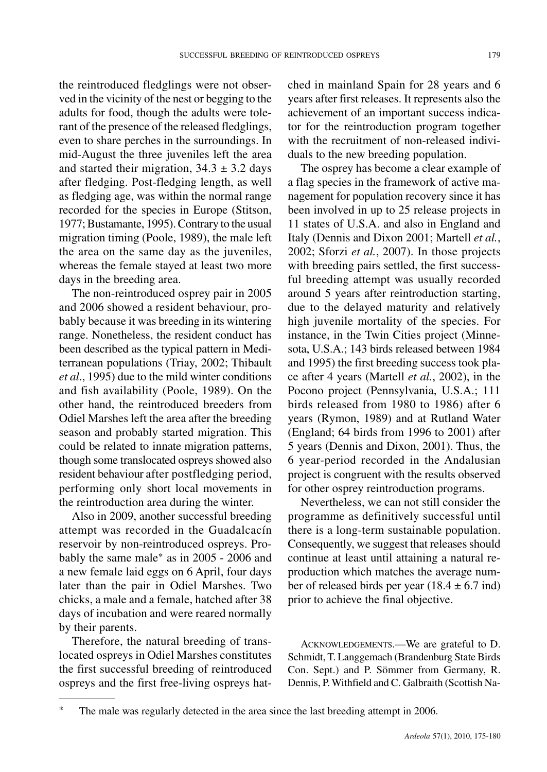the reintroduced fledglings were not observed in the vicinity of the nest or begging to the adults for food, though the adults were tolerant of the presence of the released fledglings, even to share perches in the surroundings. In mid-August the three juveniles left the area and started their migration, $34.3 \pm 3.2$ days after fledging. Post-fledging length, as well as fledging age, was within the normal range recorded for the species in Europe (Stitson, 1977; Bustamante, 1995). Contrary to the usual migration timing (Poole, 1989), the male left the area on the same day as the juveniles, whereas the female stayed at least two more days in the breeding area.

The non-reintroduced osprey pair in 2005 and 2006 showed a resident behaviour, probably because it was breeding in its wintering range. Nonetheless, the resident conduct has been described as the typical pattern in Mediterranean populations (Triay, 2002; Thibault *et al*., 1995) due to the mild winter conditions and fish availability (Poole, 1989). On the other hand, the reintroduced breeders from Odiel Marshes left the area after the breeding season and probably started migration. This could be related to innate migration patterns, though some translocated ospreys showed also resident behaviour after postfledging period, performing only short local movements in the reintroduction area during the winter.

Also in 2009, another successful breeding attempt was recorded in the Guadalcacín reservoir by non-reintroduced ospreys. Probably the same male* as in 2005 - 2006 and a new female laid eggs on 6 April, four days later than the pair in Odiel Marshes. Two chicks, a male and a female, hatched after 38 days of incubation and were reared normally by their parents.

Therefore, the natural breeding of translocated ospreys in Odiel Marshes constitutes the first successful breeding of reintroduced ospreys and the first free-living ospreys hatched in mainland Spain for 28 years and 6 years after first releases. It represents also the achievement of an important success indicator for the reintroduction program together with the recruitment of non-released individuals to the new breeding population.

The osprey has become a clear example of a flag species in the framework of active management for population recovery since it has been involved in up to 25 release projects in 11 states of U.S.A. and also in England and Italy (Dennis and Dixon 2001; Martell *et al.*, 2002; Sforzi *et al.*, 2007). In those projects with breeding pairs settled, the first successful breeding attempt was usually recorded around 5 years after reintroduction starting, due to the delayed maturity and relatively high juvenile mortality of the species. For instance, in the Twin Cities project (Minnesota, U.S.A.; 143 birds released between 1984 and 1995) the first breeding success took place after 4 years (Martell *et al.*, 2002), in the Pocono project (Pennsylvania, U.S.A.; 111 birds released from 1980 to 1986) after 6 years (Rymon, 1989) and at Rutland Water (England; 64 birds from 1996 to 2001) after 5 years (Dennis and Dixon, 2001). Thus, the 6 year-period recorded in the Andalusian project is congruent with the results observed for other osprey reintroduction programs.

Nevertheless, we can not still consider the programme as definitively successful until there is a long-term sustainable population. Consequently, we suggest that releases should continue at least until attaining a natural reproduction which matches the average number of released birds per year ($18.4 \pm 6.7$ ind) prior to achieve the final objective.

ACKNOWLEDGEMENTS.—We are grateful to D. Schmidt, T. Langgemach (Brandenburg State Birds Con. Sept.) and P. Sömmer from Germany, R. Dennis, P. Withfield and C. Galbraith (Scottish Na-

\* The male was regularly detected in the area since the last breeding attempt in 2006.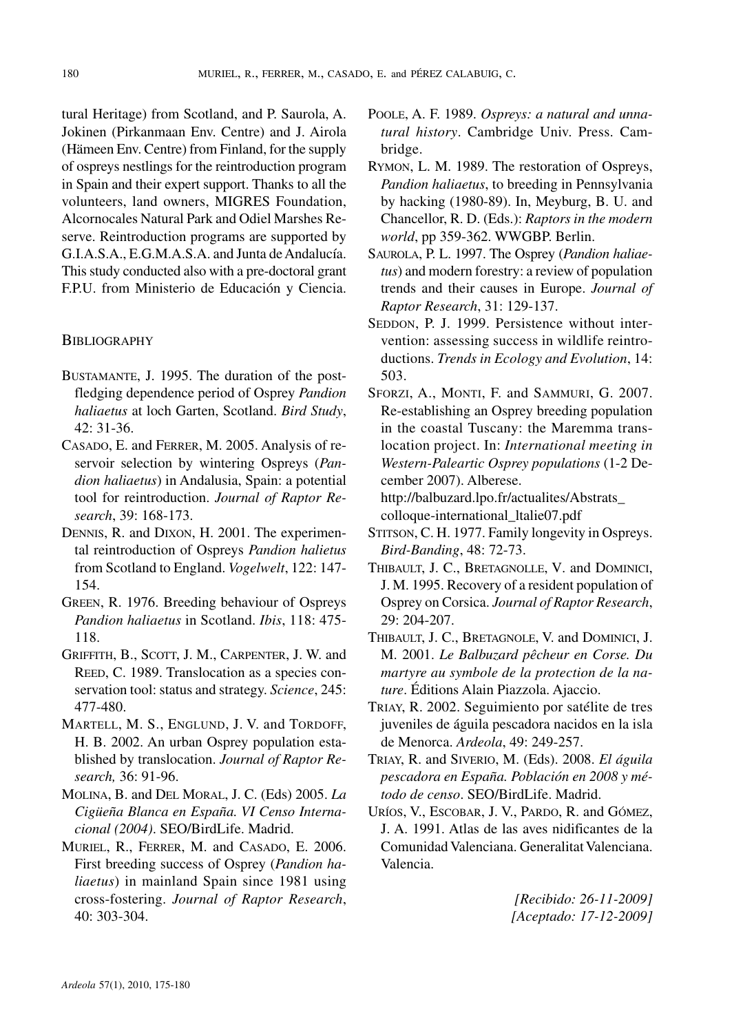tural Heritage) from Scotland, and P. Saurola, A. Jokinen (Pirkanmaan Env. Centre) and J. Airola (Hämeen Env. Centre) from Finland, for the supply of ospreys nestlings for the reintroduction program in Spain and their expert support. Thanks to all the volunteers, land owners, MIGRES Foundation, Alcornocales Natural Park and Odiel Marshes Reserve. Reintroduction programs are supported by G.I.A.S.A., E.G.M.A.S.A. and Junta de Andalucía. This study conducted also with a pre-doctoral grant F.P.U. from Ministerio de Educación y Ciencia.

## Bibliography

- Bustamante, J. 1995. The duration of the post-fledging dependence period of Osprey *Pandion haliaetus* at loch Garten, Scotland. *Bird Study*, 42: 31-36.
- Casado, E. and Ferrer, M. 2005. Analysis of reservoir selection by wintering Ospreys (*Pandion haliaetus*) in Andalusia, Spain: a potential tool for reintroduction. *Journal of Raptor Research*, 39: 168-173.
- Dennis, R. and Dixon, H. 2001. The experimental reintroduction of Ospreys *Pandion halietus* from Scotland to England. *Vogelwelt*, 122: 147-154.
- Green, R. 1976. Breeding behaviour of Ospreys *Pandion haliaetus* in Scotland. *Ibis*, 118: 475-118.
- Griffith, B., Scott, J. M., Carpenter, J. W. and Reed, C. 1989. Translocation as a species conservation tool: status and strategy. *Science*, 245: 477-480.
- Martell, M. S., Englund, J. V. and Tordoff, H. B. 2002. An urban Osprey population established by translocation. *Journal of Raptor Research,* 36: 91-96.
- Molina, B. and Del Moral, J. C. (Eds) 2005. *La Cigüeña Blanca en España. VI Censo Internacional (2004).* SEO/BirdLife. Madrid.
- Muriel, R., Ferrer, M. and Casado, E. 2006. First breeding success of Osprey (*Pandion haliaetus*) in mainland Spain since 1981 using cross-fostering. *Journal of Raptor Research*, 40: 303-304.
- Poole, A. F. 1989. *Ospreys: a natural and unnatural history*. Cambridge Univ. Press. Cambridge.
- Rymon, L. M. 1989. The restoration of Ospreys, *Pandion haliaetus*, to breeding in Pennsylvania by hacking (1980-89). In, Meyburg, B. U. and Chancellor, R. D. (Eds.): *Raptors in the modern world*, pp 359-362. WWGBP. Berlin.
- Saurola, P. L. 1997. The Osprey (*Pandion haliaetus*) and modern forestry: a review of population trends and their causes in Europe. *Journal of Raptor Research*, 31: 129-137.
- Seddon, P. J. 1999. Persistence without intervention: assessing success in wildlife reintroductions. *Trends in Ecology and Evolution*, 14: 503.
- Sforzi, A., Monti, F. and Sammuri, G. 2007. Re-establishing an Osprey breeding population in the coastal Tuscany: the Maremma translocation project. In: *International meeting in Western-Paleartic Osprey populations* (1-2 December 2007). Alberese. http://balbuzard.lpo.fr/actualites/Abstrats_colloque-international_Italie07.pdf
- Stitson, C. H. 1977. Family longevity in Ospreys. *Bird-Banding*, 48: 72-73.
- Thibault, J. C., Bretagnolle, V. and Dominici, J. M. 1995. Recovery of a resident population of Osprey on Corsica. *Journal of Raptor Research*, 29: 204-207.
- Thibault, J. C., Bretagnole, V. and Dominici, J. M. 2001. *Le Balbuzard pêcheur en Corse. Du martyre au symbole de la protection de la nature*. Éditions Alain Piazzola. Ajaccio.
- Triay, R. 2002. Seguimiento por satélite de tres juveniles de águila pescadora nacidos en la isla de Menorca. *Ardeola*, 49: 249-257.
- Triay, R. and Siverio, M. (Eds). 2008. *El águila pescadora en España. Población en 2008 y método de censo*. SEO/BirdLife. Madrid.
- Uríos, V., Escobar, J. V., Pardo, R. and Gómez, J. A. 1991. Atlas de las aves nidificantes de la Comunidad Valenciana. Generalitat Valenciana. Valencia.

*[Recibido: 26-11-2009]*
*[Aceptado: 17-12-2009]*